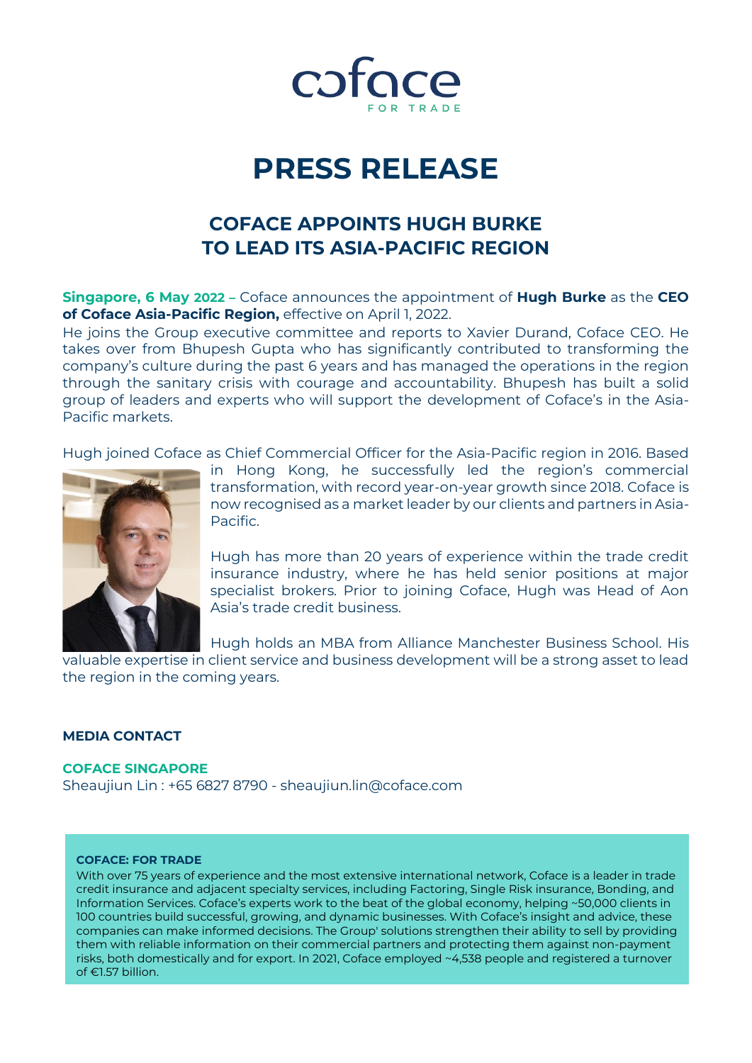coface
FOR TRADE

# PRESS RELEASE

## COFACE APPOINTS HUGH BURKE TO LEAD ITS ASIA-PACIFIC REGION

**Singapore, 6 May 2022 –** Coface announces the appointment of **Hugh Burke** as the **CEO of Coface Asia-Pacific Region,** effective on April 1, 2022.

He joins the Group executive committee and reports to Xavier Durand, Coface CEO. He takes over from Bhupesh Gupta who has significantly contributed to transforming the company's culture during the past 6 years and has managed the operations in the region through the sanitary crisis with courage and accountability. Bhupesh has built a solid group of leaders and experts who will support the development of Coface's in the Asia-Pacific markets.

Hugh joined Coface as Chief Commercial Officer for the Asia-Pacific region in 2016. Based in Hong Kong, he successfully led the region's commercial transformation, with record year-on-year growth since 2018. Coface is now recognised as a market leader by our clients and partners in Asia-Pacific.

Hugh has more than 20 years of experience within the trade credit insurance industry, where he has held senior positions at major specialist brokers. Prior to joining Coface, Hugh was Head of Aon Asia's trade credit business.

Hugh holds an MBA from Alliance Manchester Business School. His valuable expertise in client service and business development will be a strong asset to lead the region in the coming years.

**MEDIA CONTACT**

**COFACE SINGAPORE**

Sheaujiun Lin : +65 6827 8790 - sheaujiun.lin@coface.com

**COFACE: FOR TRADE**

With over 75 years of experience and the most extensive international network, Coface is a leader in trade credit insurance and adjacent specialty services, including Factoring, Single Risk insurance, Bonding, and Information Services. Coface's experts work to the beat of the global economy, helping ~50,000 clients in 100 countries build successful, growing, and dynamic businesses. With Coface's insight and advice, these companies can make informed decisions. The Group' solutions strengthen their ability to sell by providing them with reliable information on their commercial partners and protecting them against non-payment risks, both domestically and for export. In 2021, Coface employed ~4,538 people and registered a turnover of €1.57 billion.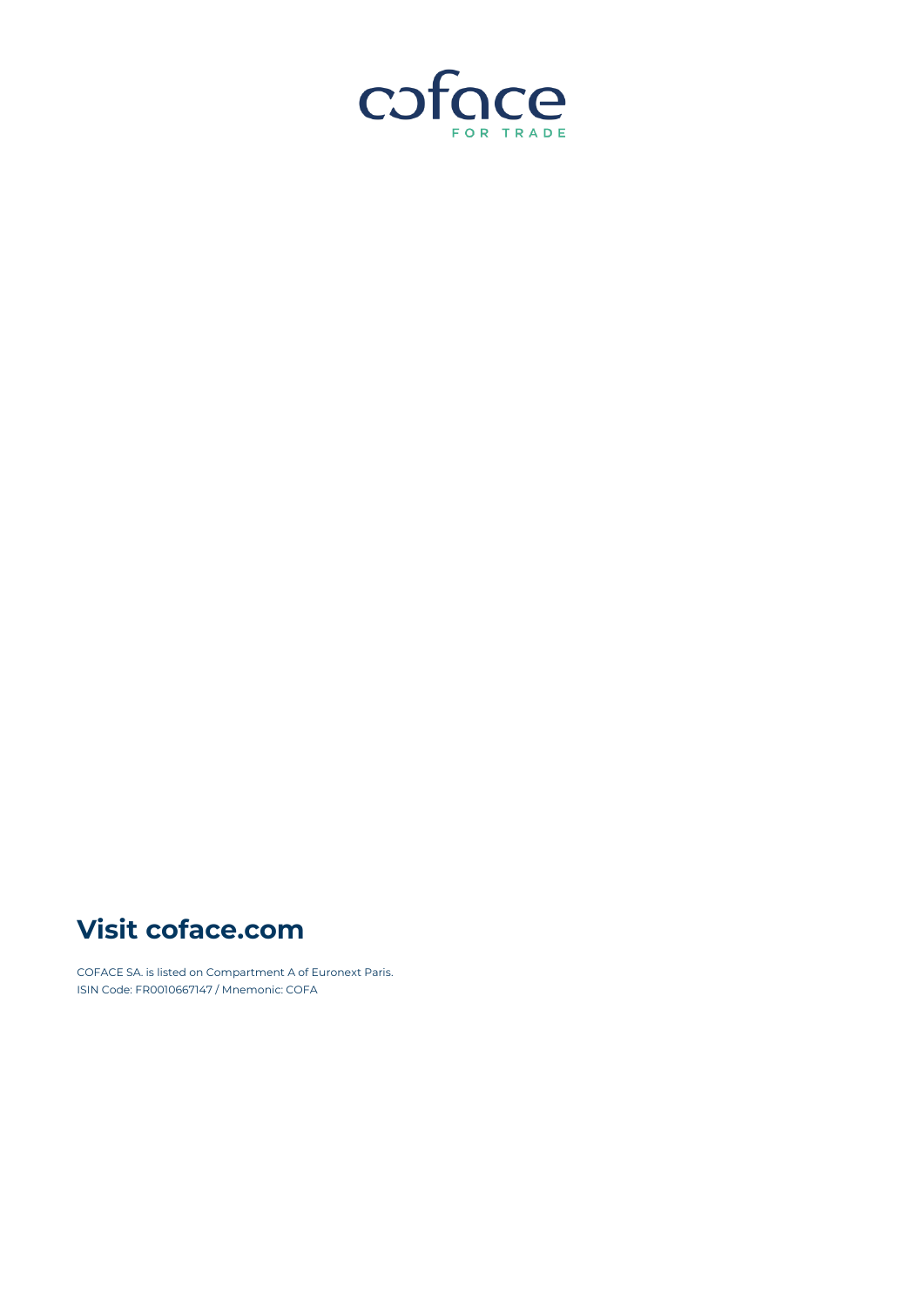coface

FOR TRADE

## Visit coface.com

COFACE SA. is listed on Compartment A of Euronext Paris.
ISIN Code: FR0010667147 / Mnemonic: COFA